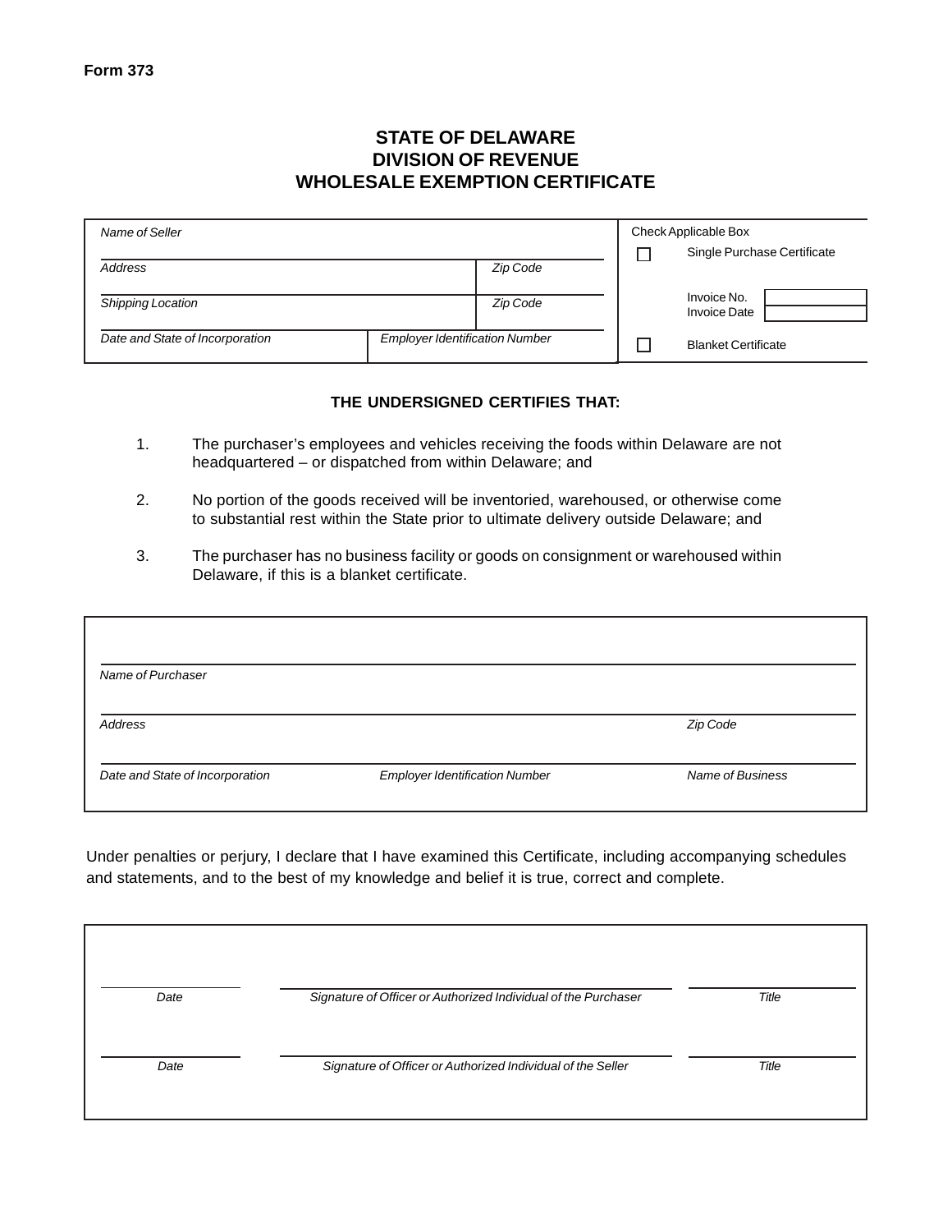**Form 373**

# STATE OF DELAWARE
# DIVISION OF REVENUE
# WHOLESALE EXEMPTION CERTIFICATE

| | | | Check Applicable Box |
|---|---|---|---|
| *Name of Seller* | | | ☐ Single Purchase Certificate |
| *Address* | | *Zip Code* | |
| *Shipping Location* | | *Zip Code* | Invoice No. / Invoice Date |
| *Date and State of Incorporation* | *Employer Identification Number* | | ☐ Blanket Certificate |

**THE UNDERSIGNED CERTIFIES THAT:**

1. The purchaser's employees and vehicles receiving the foods within Delaware are not headquartered – or dispatched from within Delaware; and

2. No portion of the goods received will be inventoried, warehoused, or otherwise come to substantial rest within the State prior to ultimate delivery outside Delaware; and

3. The purchaser has no business facility or goods on consignment or warehoused within Delaware, if this is a blanket certificate.

| | | |
|---|---|---|
| *Name of Purchaser* | | |
| *Address* | | *Zip Code* |
| *Date and State of Incorporation* | *Employer Identification Number* | *Name of Business* |

Under penalties or perjury, I declare that I have examined this Certificate, including accompanying schedules and statements, and to the best of my knowledge and belief it is true, correct and complete.

| | | |
|---|---|---|
| *Date* | *Signature of Officer or Authorized Individual of the Purchaser* | *Title* |
| *Date* | *Signature of Officer or Authorized Individual of the Seller* | *Title* |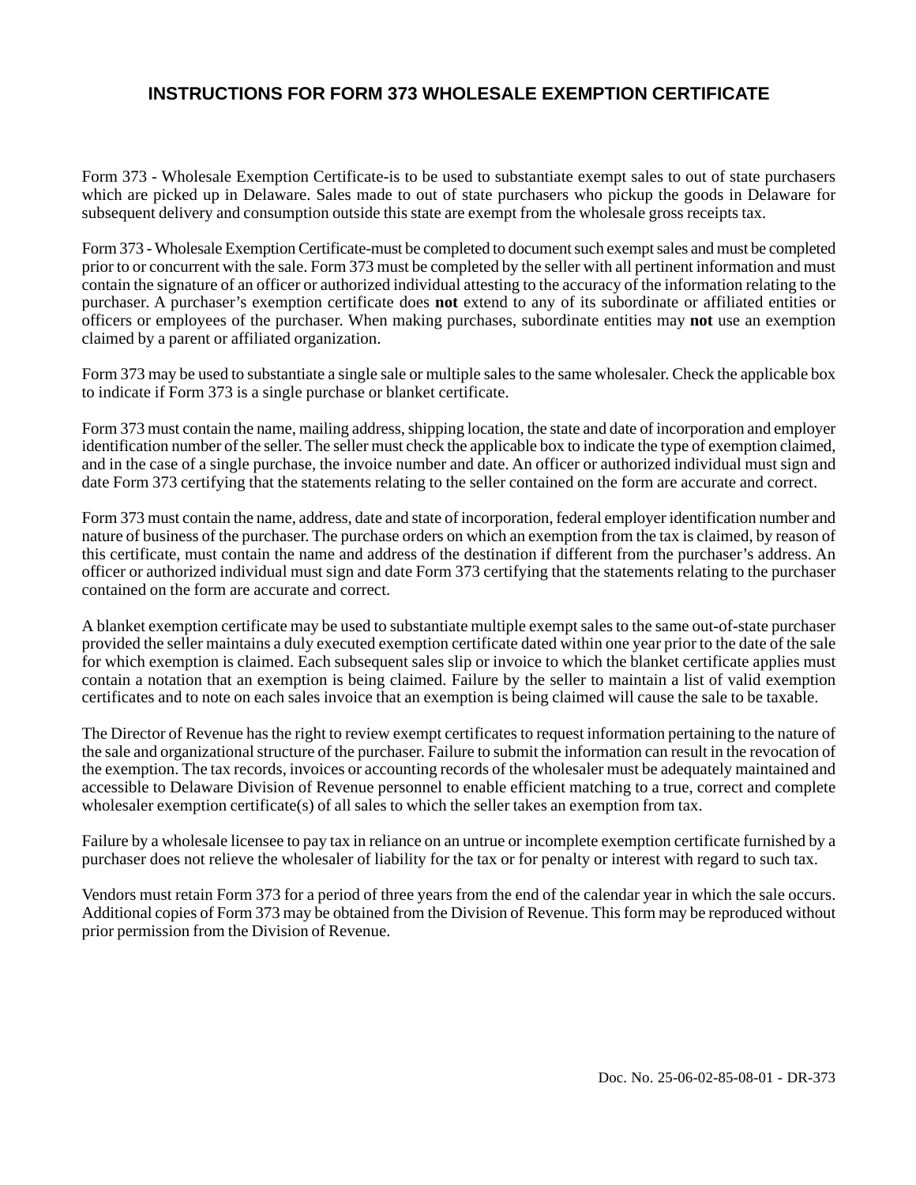# INSTRUCTIONS FOR FORM 373 WHOLESALE EXEMPTION CERTIFICATE

Form 373 - Wholesale Exemption Certificate-is to be used to substantiate exempt sales to out of state purchasers which are picked up in Delaware. Sales made to out of state purchasers who pickup the goods in Delaware for subsequent delivery and consumption outside this state are exempt from the wholesale gross receipts tax.

Form 373 - Wholesale Exemption Certificate-must be completed to document such exempt sales and must be completed prior to or concurrent with the sale. Form 373 must be completed by the seller with all pertinent information and must contain the signature of an officer or authorized individual attesting to the accuracy of the information relating to the purchaser. A purchaser's exemption certificate does **not** extend to any of its subordinate or affiliated entities or officers or employees of the purchaser. When making purchases, subordinate entities may **not** use an exemption claimed by a parent or affiliated organization.

Form 373 may be used to substantiate a single sale or multiple sales to the same wholesaler. Check the applicable box to indicate if Form 373 is a single purchase or blanket certificate.

Form 373 must contain the name, mailing address, shipping location, the state and date of incorporation and employer identification number of the seller. The seller must check the applicable box to indicate the type of exemption claimed, and in the case of a single purchase, the invoice number and date. An officer or authorized individual must sign and date Form 373 certifying that the statements relating to the seller contained on the form are accurate and correct.

Form 373 must contain the name, address, date and state of incorporation, federal employer identification number and nature of business of the purchaser. The purchase orders on which an exemption from the tax is claimed, by reason of this certificate, must contain the name and address of the destination if different from the purchaser's address. An officer or authorized individual must sign and date Form 373 certifying that the statements relating to the purchaser contained on the form are accurate and correct.

A blanket exemption certificate may be used to substantiate multiple exempt sales to the same out-of-state purchaser provided the seller maintains a duly executed exemption certificate dated within one year prior to the date of the sale for which exemption is claimed. Each subsequent sales slip or invoice to which the blanket certificate applies must contain a notation that an exemption is being claimed. Failure by the seller to maintain a list of valid exemption certificates and to note on each sales invoice that an exemption is being claimed will cause the sale to be taxable.

The Director of Revenue has the right to review exempt certificates to request information pertaining to the nature of the sale and organizational structure of the purchaser. Failure to submit the information can result in the revocation of the exemption. The tax records, invoices or accounting records of the wholesaler must be adequately maintained and accessible to Delaware Division of Revenue personnel to enable efficient matching to a true, correct and complete wholesaler exemption certificate(s) of all sales to which the seller takes an exemption from tax.

Failure by a wholesale licensee to pay tax in reliance on an untrue or incomplete exemption certificate furnished by a purchaser does not relieve the wholesaler of liability for the tax or for penalty or interest with regard to such tax.

Vendors must retain Form 373 for a period of three years from the end of the calendar year in which the sale occurs. Additional copies of Form 373 may be obtained from the Division of Revenue. This form may be reproduced without prior permission from the Division of Revenue.

Doc. No. 25-06-02-85-08-01 - DR-373